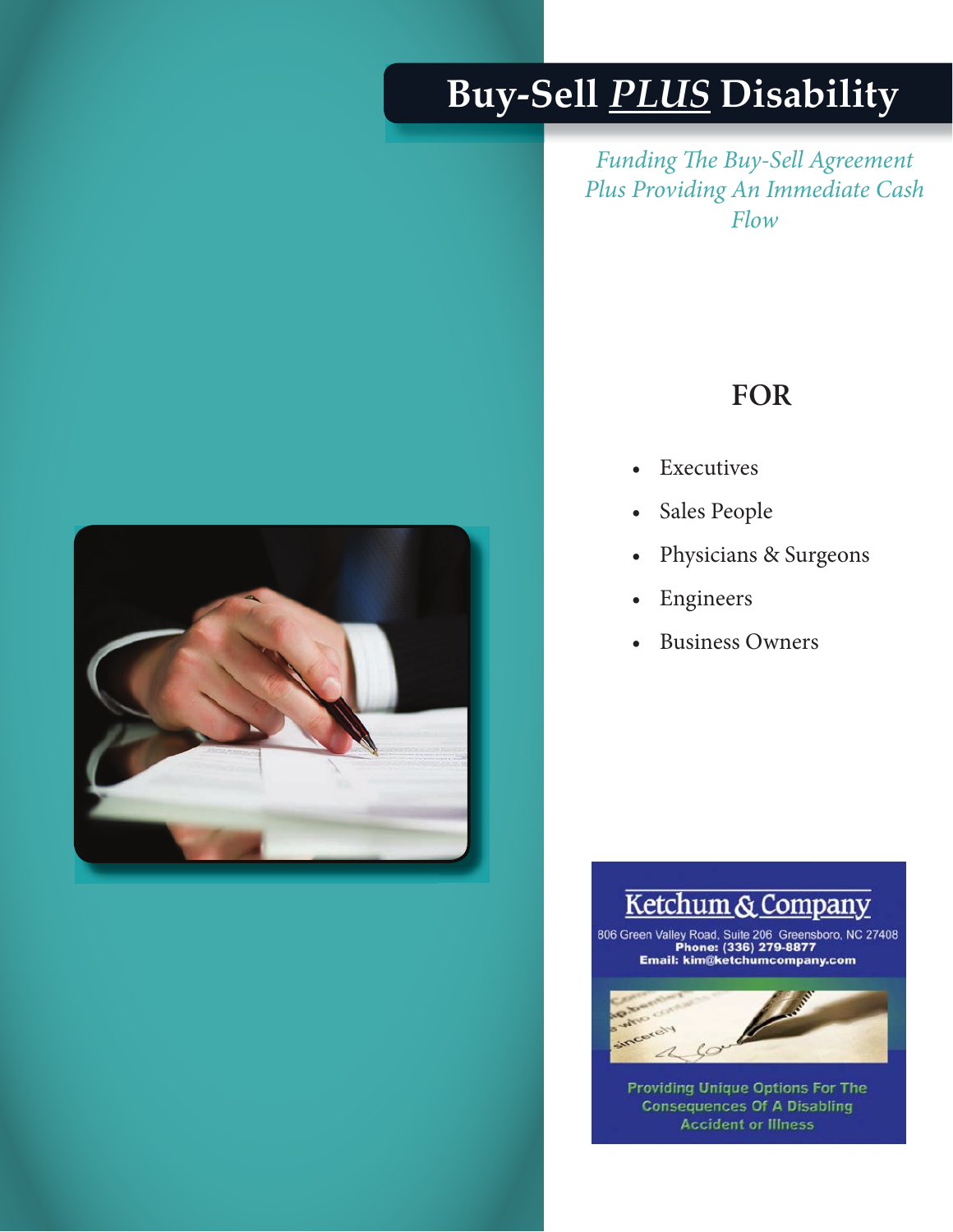# Buy-Sell *PLUS* Disability

*Funding The Buy-Sell Agreement Plus Providing An Immediate Cash Flow*

## FOR

- Executives
- Sales People
- Physicians & Surgeons
- Engineers
- Business Owners

**Ketchum & Company**

806 Green Valley Road, Suite 206 Greensboro, NC 27408
**Phone: (336) 279-8877**
**Email: kim@ketchumcompany.com**

Providing Unique Options For The Consequences Of A Disabling Accident or Illness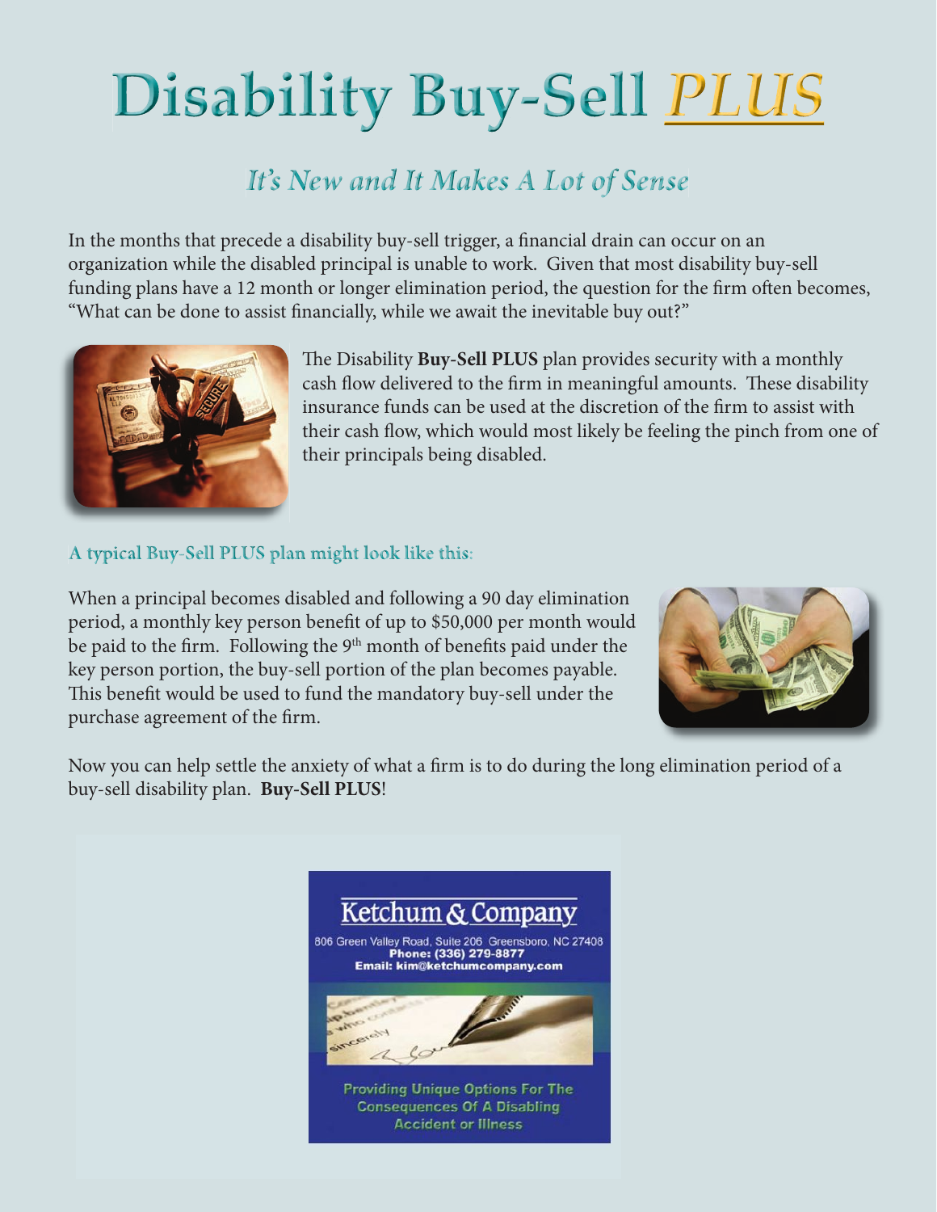# Disability Buy-Sell *PLUS*

## *It's New and It Makes A Lot of Sense*

In the months that precede a disability buy-sell trigger, a financial drain can occur on an organization while the disabled principal is unable to work. Given that most disability buy-sell funding plans have a 12 month or longer elimination period, the question for the firm often becomes, "What can be done to assist financially, while we await the inevitable buy out?"

The Disability **Buy-Sell PLUS** plan provides security with a monthly cash flow delivered to the firm in meaningful amounts. These disability insurance funds can be used at the discretion of the firm to assist with their cash flow, which would most likely be feeling the pinch from one of their principals being disabled.

### A typical Buy-Sell PLUS plan might look like this:

When a principal becomes disabled and following a 90 day elimination period, a monthly key person benefit of up to $50,000 per month would be paid to the firm. Following the 9th month of benefits paid under the key person portion, the buy-sell portion of the plan becomes payable. This benefit would be used to fund the mandatory buy-sell under the purchase agreement of the firm.

Now you can help settle the anxiety of what a firm is to do during the long elimination period of a buy-sell disability plan. **Buy-Sell PLUS**!

Ketchum & Company

806 Green Valley Road, Suite 206 Greensboro, NC 27408

**Phone: (336) 279-8877**

**Email: kim@ketchumcompany.com**

Providing Unique Options For The Consequences Of A Disabling Accident or Illness